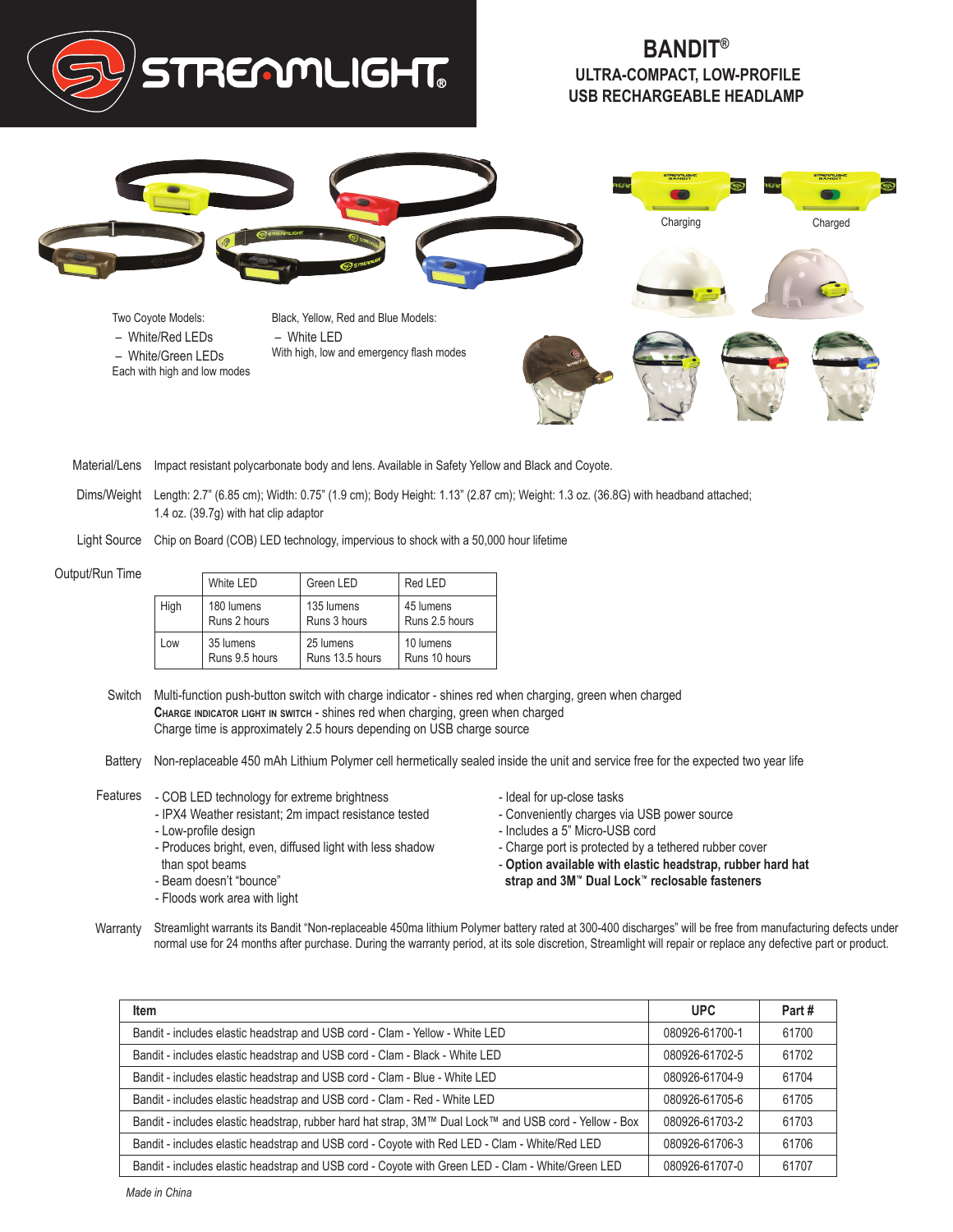# STREAMLIGHT

## BANDIT®

### ULTRA-COMPACT, LOW-PROFILE USB RECHARGEABLE HEADLAMP

Charging

Charged

Two Coyote Models:
- White/Red LEDs
- White/Green LEDs

Each with high and low modes

Black, Yellow, Red and Blue Models:
- White LED

With high, low and emergency flash modes

**Material/Lens** Impact resistant polycarbonate body and lens. Available in Safety Yellow and Black and Coyote.

**Dims/Weight** Length: 2.7" (6.85 cm); Width: 0.75" (1.9 cm); Body Height: 1.13" (2.87 cm); Weight: 1.3 oz. (36.8G) with headband attached; 1.4 oz. (39.7g) with hat clip adaptor

**Light Source** Chip on Board (COB) LED technology, impervious to shock with a 50,000 hour lifetime

**Output/Run Time**

| | White LED | Green LED | Red LED |
|---|---|---|---|
| High | 180 lumens<br>Runs 2 hours | 135 lumens<br>Runs 3 hours | 45 lumens<br>Runs 2.5 hours |
| Low | 35 lumens<br>Runs 9.5 hours | 25 lumens<br>Runs 13.5 hours | 10 lumens<br>Runs 10 hours |

**Switch** Multi-function push-button switch with charge indicator - shines red when charging, green when charged
**Charge indicator light in switch** - shines red when charging, green when charged
Charge time is approximately 2.5 hours depending on USB charge source

**Battery** Non-replaceable 450 mAh Lithium Polymer cell hermetically sealed inside the unit and service free for the expected two year life

**Features**
- COB LED technology for extreme brightness
- IPX4 Weather resistant; 2m impact resistance tested
- Low-profile design
- Produces bright, even, diffused light with less shadow than spot beams
- Beam doesn't "bounce"
- Floods work area with light
- Ideal for up-close tasks
- Conveniently charges via USB power source
- Includes a 5" Micro-USB cord
- Charge port is protected by a tethered rubber cover
- **Option available with elastic headstrap, rubber hard hat strap and 3M™ Dual Lock™ reclosable fasteners**

**Warranty** Streamlight warrants its Bandit "Non-replaceable 450ma lithium Polymer battery rated at 300-400 discharges" will be free from manufacturing defects under normal use for 24 months after purchase. During the warranty period, at its sole discretion, Streamlight will repair or replace any defective part or product.

| Item | UPC | Part # |
|---|---|---|
| Bandit - includes elastic headstrap and USB cord - Clam - Yellow - White LED | 080926-61700-1 | 61700 |
| Bandit - includes elastic headstrap and USB cord - Clam - Black - White LED | 080926-61702-5 | 61702 |
| Bandit - includes elastic headstrap and USB cord - Clam - Blue - White LED | 080926-61704-9 | 61704 |
| Bandit - includes elastic headstrap and USB cord - Clam - Red - White LED | 080926-61705-6 | 61705 |
| Bandit - includes elastic headstrap, rubber hard hat strap, 3M™ Dual Lock™ and USB cord - Yellow - Box | 080926-61703-2 | 61703 |
| Bandit - includes elastic headstrap and USB cord - Coyote with Red LED - Clam - White/Red LED | 080926-61706-3 | 61706 |
| Bandit - includes elastic headstrap and USB cord - Coyote with Green LED - Clam - White/Green LED | 080926-61707-0 | 61707 |

*Made in China*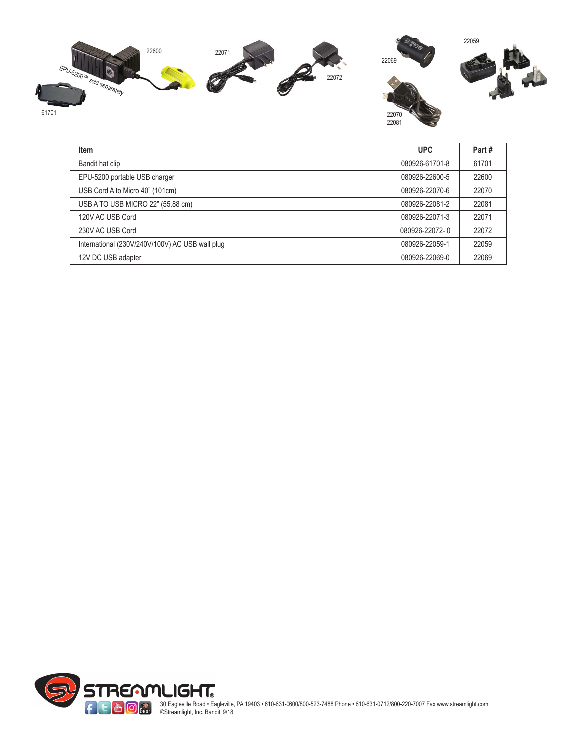22600

EPU-5200™ sold separately

61701

22071

22072

22069

22070
22081

22059

| Item | UPC | Part # |
|---|---|---|
| Bandit hat clip | 080926-61701-8 | 61701 |
| EPU-5200 portable USB charger | 080926-22600-5 | 22600 |
| USB Cord A to Micro 40" (101cm) | 080926-22070-6 | 22070 |
| USB A TO USB MICRO 22" (55.88 cm) | 080926-22081-2 | 22081 |
| 120V AC USB Cord | 080926-22071-3 | 22071 |
| 230V AC USB Cord | 080926-22072- 0 | 22072 |
| International (230V/240V/100V) AC USB wall plug | 080926-22059-1 | 22059 |
| 12V DC USB adapter | 080926-22069-0 | 22069 |

STREAMLIGHT®

30 Eagleville Road • Eagleville, PA 19403 • 610-631-0600/800-523-7488 Phone • 610-631-0712/800-220-7007 Fax www.streamlight.com
©Streamlight, Inc. Bandit 9/18